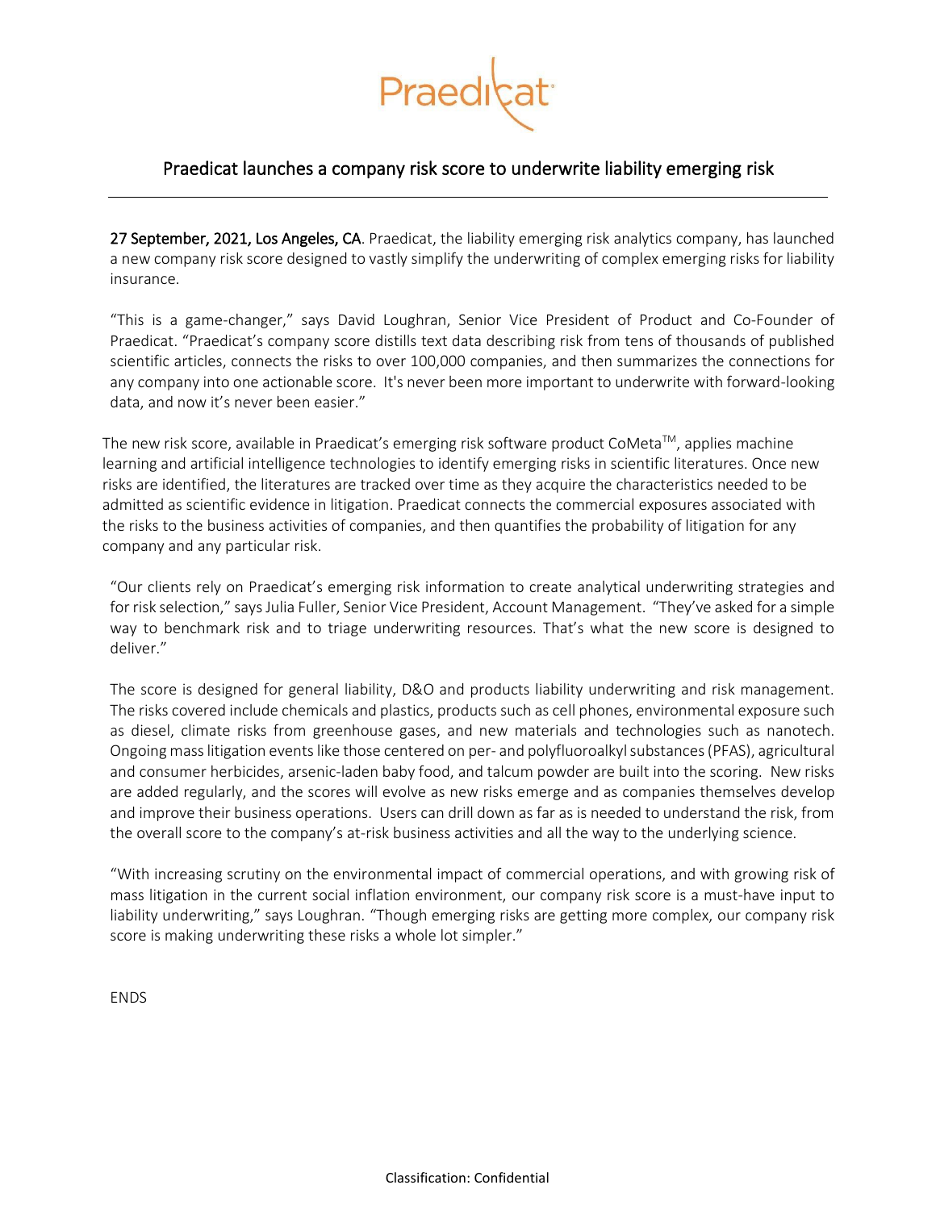# Praedicat launches a company risk score to underwrite liability emerging risk

---

**27 September, 2021, Los Angeles, CA**. Praedicat, the liability emerging risk analytics company, has launched a new company risk score designed to vastly simplify the underwriting of complex emerging risks for liability insurance.

"This is a game-changer," says David Loughran, Senior Vice President of Product and Co-Founder of Praedicat. "Praedicat's company score distills text data describing risk from tens of thousands of published scientific articles, connects the risks to over 100,000 companies, and then summarizes the connections for any company into one actionable score. It's never been more important to underwrite with forward-looking data, and now it's never been easier."

The new risk score, available in Praedicat's emerging risk software product CoMeta™, applies machine learning and artificial intelligence technologies to identify emerging risks in scientific literatures. Once new risks are identified, the literatures are tracked over time as they acquire the characteristics needed to be admitted as scientific evidence in litigation. Praedicat connects the commercial exposures associated with the risks to the business activities of companies, and then quantifies the probability of litigation for any company and any particular risk.

"Our clients rely on Praedicat's emerging risk information to create analytical underwriting strategies and for risk selection," says Julia Fuller, Senior Vice President, Account Management. "They've asked for a simple way to benchmark risk and to triage underwriting resources. That's what the new score is designed to deliver."

The score is designed for general liability, D&O and products liability underwriting and risk management. The risks covered include chemicals and plastics, products such as cell phones, environmental exposure such as diesel, climate risks from greenhouse gases, and new materials and technologies such as nanotech. Ongoing mass litigation events like those centered on per- and polyfluoroalkyl substances (PFAS), agricultural and consumer herbicides, arsenic-laden baby food, and talcum powder are built into the scoring. New risks are added regularly, and the scores will evolve as new risks emerge and as companies themselves develop and improve their business operations. Users can drill down as far as is needed to understand the risk, from the overall score to the company's at-risk business activities and all the way to the underlying science.

"With increasing scrutiny on the environmental impact of commercial operations, and with growing risk of mass litigation in the current social inflation environment, our company risk score is a must-have input to liability underwriting," says Loughran. "Though emerging risks are getting more complex, our company risk score is making underwriting these risks a whole lot simpler."

ENDS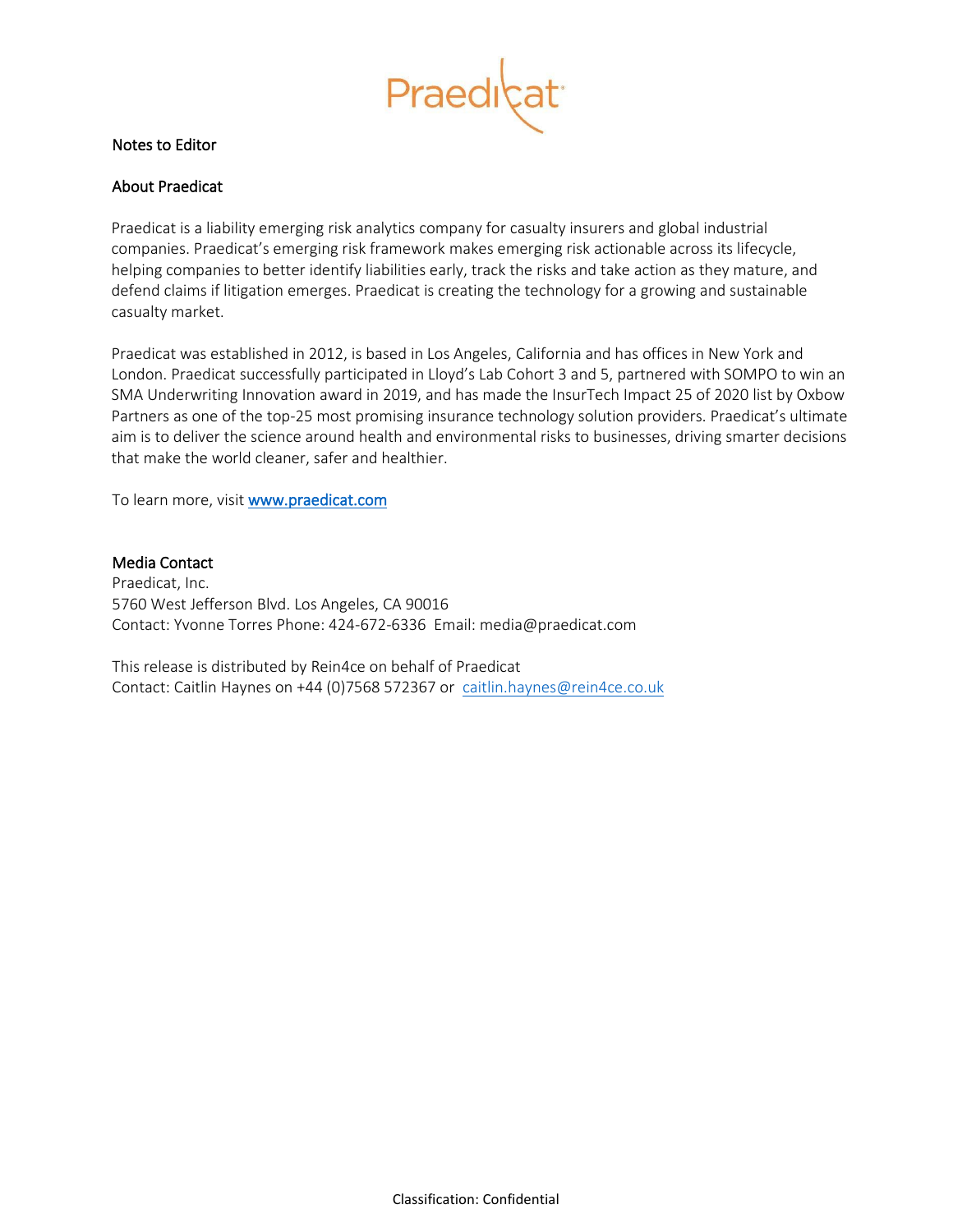Praedicat

Notes to Editor

## About Praedicat

Praedicat is a liability emerging risk analytics company for casualty insurers and global industrial companies. Praedicat's emerging risk framework makes emerging risk actionable across its lifecycle, helping companies to better identify liabilities early, track the risks and take action as they mature, and defend claims if litigation emerges. Praedicat is creating the technology for a growing and sustainable casualty market.

Praedicat was established in 2012, is based in Los Angeles, California and has offices in New York and London. Praedicat successfully participated in Lloyd's Lab Cohort 3 and 5, partnered with SOMPO to win an SMA Underwriting Innovation award in 2019, and has made the InsurTech Impact 25 of 2020 list by Oxbow Partners as one of the top-25 most promising insurance technology solution providers. Praedicat's ultimate aim is to deliver the science around health and environmental risks to businesses, driving smarter decisions that make the world cleaner, safer and healthier.

To learn more, visit [www.praedicat.com](www.praedicat.com)

## Media Contact

Praedicat, Inc.
5760 West Jefferson Blvd. Los Angeles, CA 90016
Contact: Yvonne Torres Phone: 424-672-6336 Email: media@praedicat.com

This release is distributed by Rein4ce on behalf of Praedicat
Contact: Caitlin Haynes on +44 (0)7568 572367 or caitlin.haynes@rein4ce.co.uk

Classification: Confidential